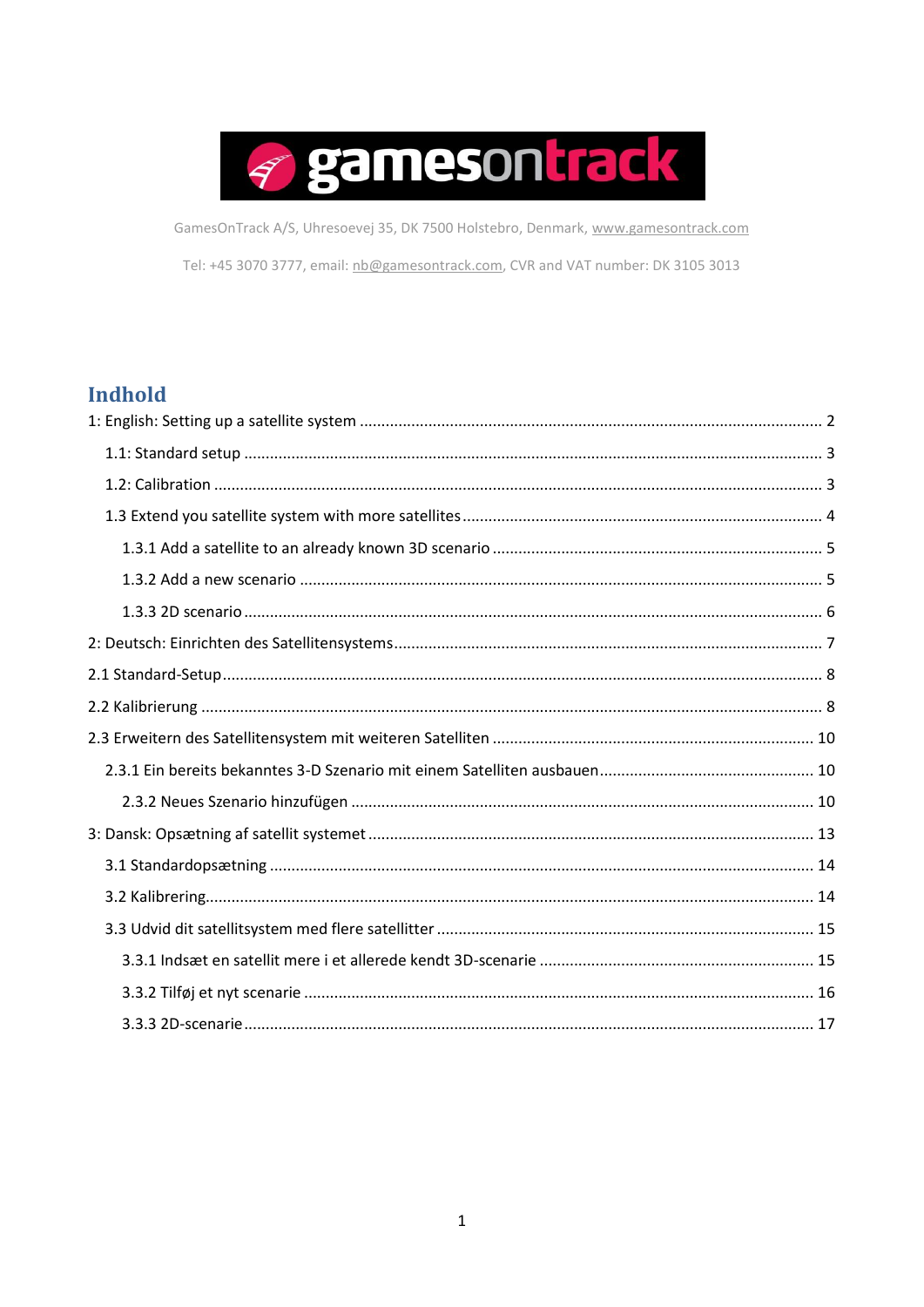GamesOnTrack A/S, Uhresoevej 35, DK 7500 Holstebro, Denmark, www.gamesontrack.com

Tel: +45 3070 3777, email: nb@gamesontrack.com, CVR and VAT number: DK 3105 3013

# Indhold

1: English: Setting up a satellite system ........ 2

- 1.1: Standard setup ........ 3
- 1.2: Calibration ........ 3
- 1.3 Extend you satellite system with more satellites ........ 4
  - 1.3.1 Add a satellite to an already known 3D scenario ........ 5
  - 1.3.2 Add a new scenario ........ 5
  - 1.3.3 2D scenario ........ 6

2: Deutsch: Einrichten des Satellitensystems ........ 7

2.1 Standard-Setup ........ 8

2.2 Kalibrierung ........ 8

2.3 Erweitern des Satellitensystem mit weiteren Satelliten ........ 10

- 2.3.1 Ein bereits bekanntes 3-D Szenario mit einem Satelliten ausbauen ........ 10
  - 2.3.2 Neues Szenario hinzufügen ........ 10

3: Dansk: Opsætning af satellit systemet ........ 13

- 3.1 Standardopsætning ........ 14
- 3.2 Kalibrering ........ 14
- 3.3 Udvid dit satellitsystem med flere satellitter ........ 15
  - 3.3.1 Indsæt en satellit mere i et allerede kendt 3D-scenarie ........ 15
  - 3.3.2 Tilføj et nyt scenarie ........ 16
  - 3.3.3 2D-scenarie ........ 17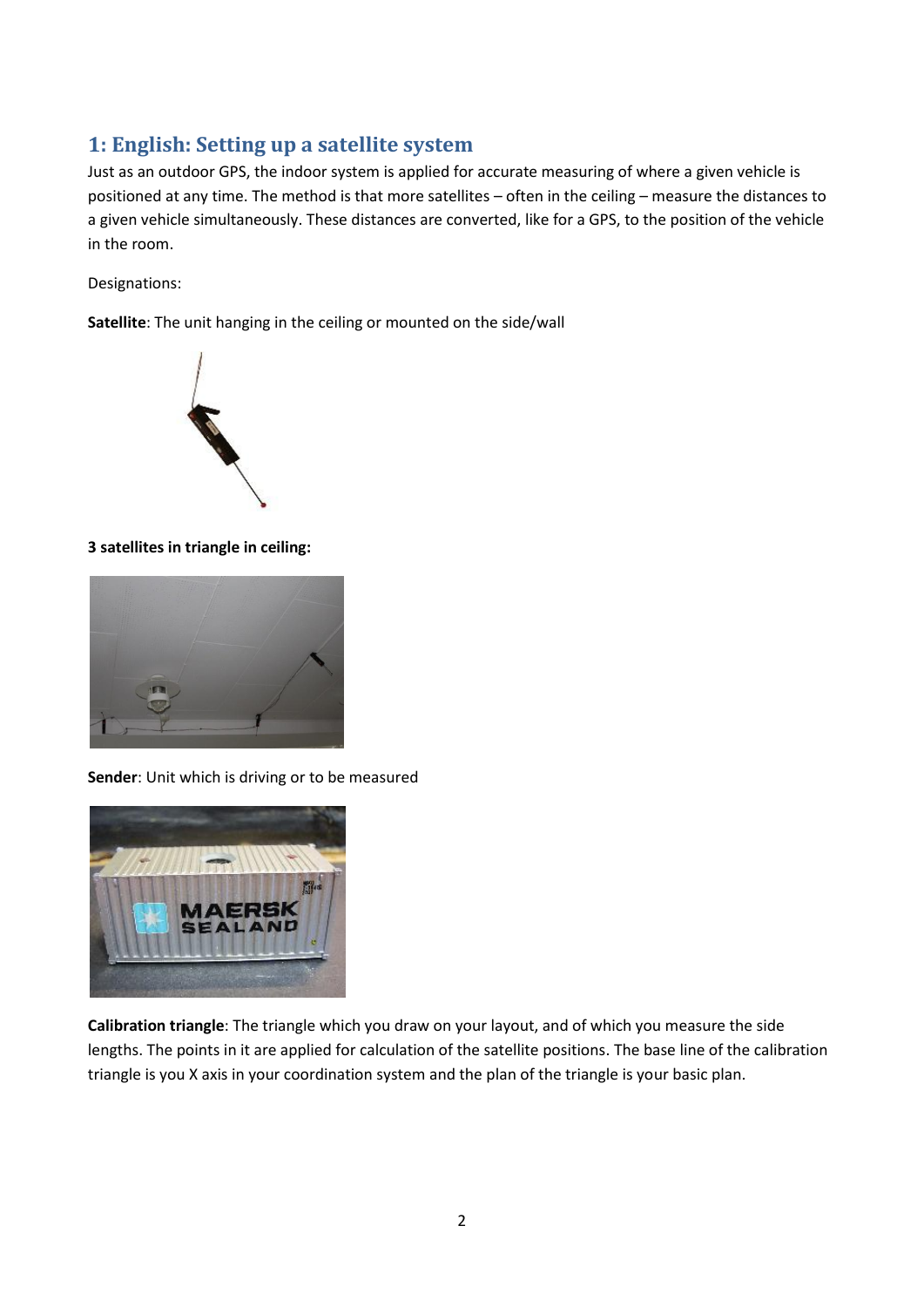## 1: English: Setting up a satellite system

Just as an outdoor GPS, the indoor system is applied for accurate measuring of where a given vehicle is positioned at any time. The method is that more satellites – often in the ceiling – measure the distances to a given vehicle simultaneously. These distances are converted, like for a GPS, to the position of the vehicle in the room.

Designations:

**Satellite**: The unit hanging in the ceiling or mounted on the side/wall

**3 satellites in triangle in ceiling:**

**Sender**: Unit which is driving or to be measured

**Calibration triangle**: The triangle which you draw on your layout, and of which you measure the side lengths. The points in it are applied for calculation of the satellite positions. The base line of the calibration triangle is you X axis in your coordination system and the plan of the triangle is your basic plan.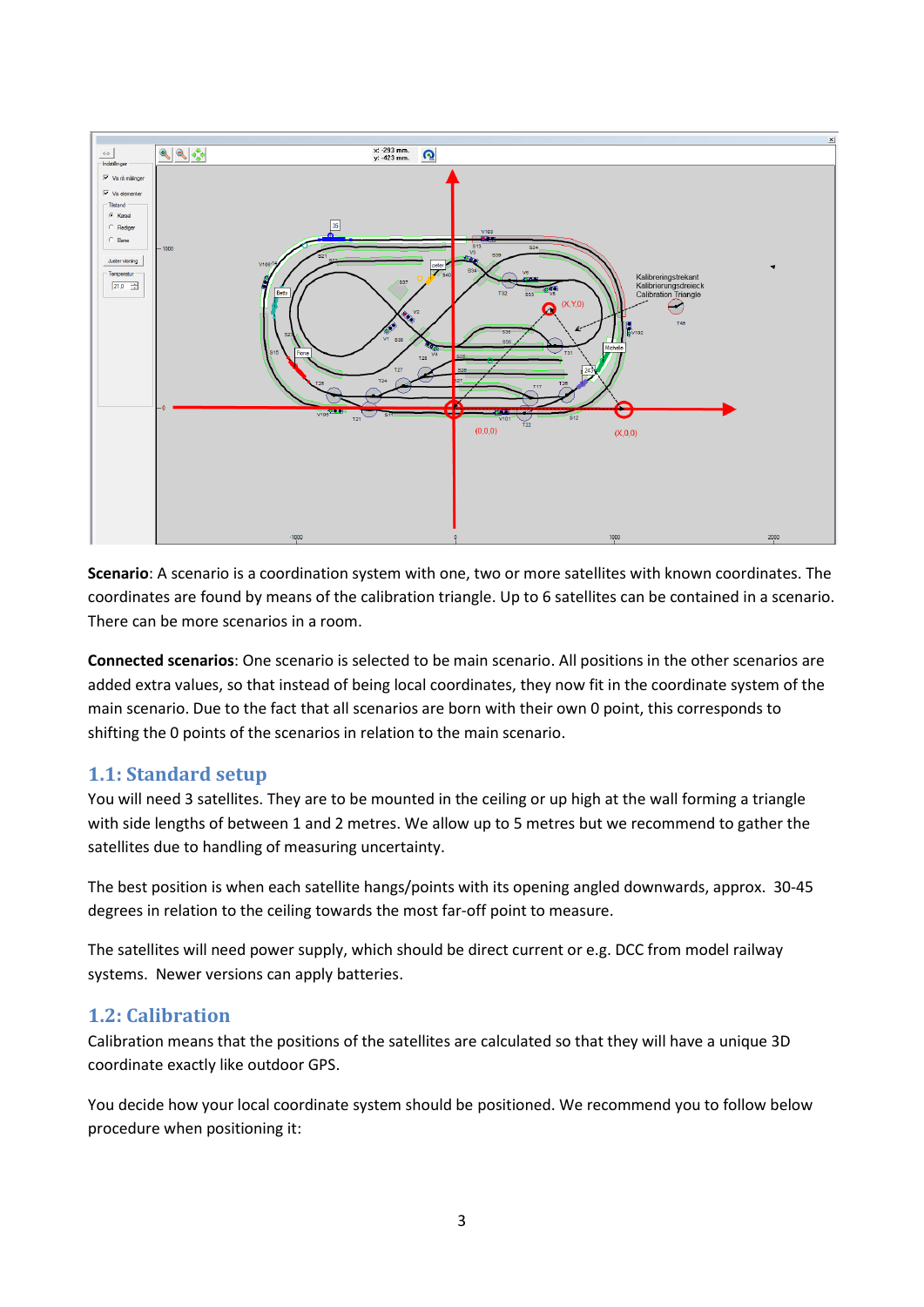**Scenario**: A scenario is a coordination system with one, two or more satellites with known coordinates. The coordinates are found by means of the calibration triangle. Up to 6 satellites can be contained in a scenario. There can be more scenarios in a room.

**Connected scenarios**: One scenario is selected to be main scenario. All positions in the other scenarios are added extra values, so that instead of being local coordinates, they now fit in the coordinate system of the main scenario. Due to the fact that all scenarios are born with their own 0 point, this corresponds to shifting the 0 points of the scenarios in relation to the main scenario.

## 1.1: Standard setup

You will need 3 satellites. They are to be mounted in the ceiling or up high at the wall forming a triangle with side lengths of between 1 and 2 metres. We allow up to 5 metres but we recommend to gather the satellites due to handling of measuring uncertainty.

The best position is when each satellite hangs/points with its opening angled downwards, approx. 30-45 degrees in relation to the ceiling towards the most far-off point to measure.

The satellites will need power supply, which should be direct current or e.g. DCC from model railway systems. Newer versions can apply batteries.

## 1.2: Calibration

Calibration means that the positions of the satellites are calculated so that they will have a unique 3D coordinate exactly like outdoor GPS.

You decide how your local coordinate system should be positioned. We recommend you to follow below procedure when positioning it: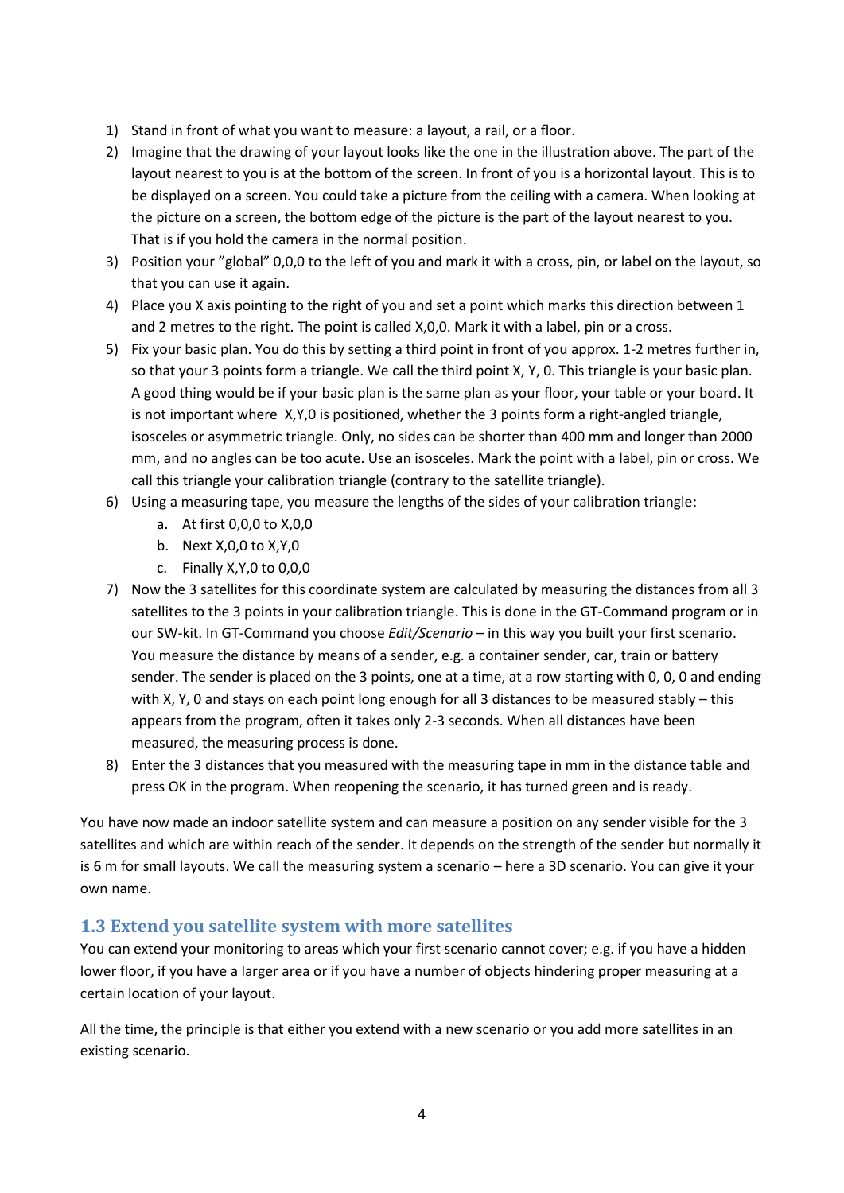1) Stand in front of what you want to measure: a layout, a rail, or a floor.
2) Imagine that the drawing of your layout looks like the one in the illustration above. The part of the layout nearest to you is at the bottom of the screen. In front of you is a horizontal layout. This is to be displayed on a screen. You could take a picture from the ceiling with a camera. When looking at the picture on a screen, the bottom edge of the picture is the part of the layout nearest to you. That is if you hold the camera in the normal position.
3) Position your ”global” 0,0,0 to the left of you and mark it with a cross, pin, or label on the layout, so that you can use it again.
4) Place you X axis pointing to the right of you and set a point which marks this direction between 1 and 2 metres to the right. The point is called X,0,0. Mark it with a label, pin or a cross.
5) Fix your basic plan. You do this by setting a third point in front of you approx. 1-2 metres further in, so that your 3 points form a triangle. We call the third point X, Y, 0. This triangle is your basic plan. A good thing would be if your basic plan is the same plan as your floor, your table or your board. It is not important where X,Y,0 is positioned, whether the 3 points form a right-angled triangle, isosceles or asymmetric triangle. Only, no sides can be shorter than 400 mm and longer than 2000 mm, and no angles can be too acute. Use an isosceles. Mark the point with a label, pin or cross. We call this triangle your calibration triangle (contrary to the satellite triangle).
6) Using a measuring tape, you measure the lengths of the sides of your calibration triangle:
   a. At first 0,0,0 to X,0,0
   b. Next X,0,0 to X,Y,0
   c. Finally X,Y,0 to 0,0,0
7) Now the 3 satellites for this coordinate system are calculated by measuring the distances from all 3 satellites to the 3 points in your calibration triangle. This is done in the GT-Command program or in our SW-kit. In GT-Command you choose *Edit/Scenario* – in this way you built your first scenario. You measure the distance by means of a sender, e.g. a container sender, car, train or battery sender. The sender is placed on the 3 points, one at a time, at a row starting with 0, 0, 0 and ending with X, Y, 0 and stays on each point long enough for all 3 distances to be measured stably – this appears from the program, often it takes only 2-3 seconds. When all distances have been measured, the measuring process is done.
8) Enter the 3 distances that you measured with the measuring tape in mm in the distance table and press OK in the program. When reopening the scenario, it has turned green and is ready.

You have now made an indoor satellite system and can measure a position on any sender visible for the 3 satellites and which are within reach of the sender. It depends on the strength of the sender but normally it is 6 m for small layouts. We call the measuring system a scenario – here a 3D scenario. You can give it your own name.

## 1.3 Extend you satellite system with more satellites

You can extend your monitoring to areas which your first scenario cannot cover; e.g. if you have a hidden lower floor, if you have a larger area or if you have a number of objects hindering proper measuring at a certain location of your layout.

All the time, the principle is that either you extend with a new scenario or you add more satellites in an existing scenario.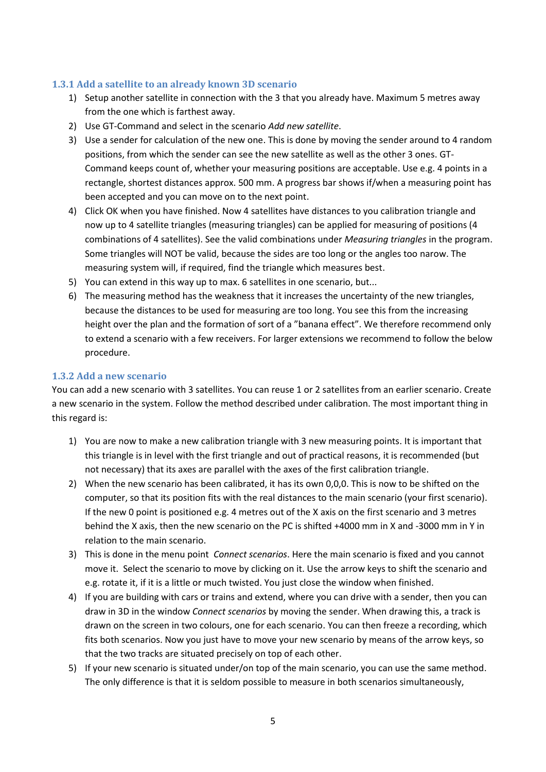### 1.3.1 Add a satellite to an already known 3D scenario

1) Setup another satellite in connection with the 3 that you already have. Maximum 5 metres away from the one which is farthest away.
2) Use GT-Command and select in the scenario *Add new satellite*.
3) Use a sender for calculation of the new one. This is done by moving the sender around to 4 random positions, from which the sender can see the new satellite as well as the other 3 ones. GT-Command keeps count of, whether your measuring positions are acceptable. Use e.g. 4 points in a rectangle, shortest distances approx. 500 mm. A progress bar shows if/when a measuring point has been accepted and you can move on to the next point.
4) Click OK when you have finished. Now 4 satellites have distances to you calibration triangle and now up to 4 satellite triangles (measuring triangles) can be applied for measuring of positions (4 combinations of 4 satellites). See the valid combinations under *Measuring triangles* in the program. Some triangles will NOT be valid, because the sides are too long or the angles too narow. The measuring system will, if required, find the triangle which measures best.
5) You can extend in this way up to max. 6 satellites in one scenario, but...
6) The measuring method has the weakness that it increases the uncertainty of the new triangles, because the distances to be used for measuring are too long. You see this from the increasing height over the plan and the formation of sort of a ”banana effect”. We therefore recommend only to extend a scenario with a few receivers. For larger extensions we recommend to follow the below procedure.

### 1.3.2 Add a new scenario

You can add a new scenario with 3 satellites. You can reuse 1 or 2 satellites from an earlier scenario. Create a new scenario in the system. Follow the method described under calibration. The most important thing in this regard is:

1) You are now to make a new calibration triangle with 3 new measuring points. It is important that this triangle is in level with the first triangle and out of practical reasons, it is recommended (but not necessary) that its axes are parallel with the axes of the first calibration triangle.
2) When the new scenario has been calibrated, it has its own 0,0,0. This is now to be shifted on the computer, so that its position fits with the real distances to the main scenario (your first scenario). If the new 0 point is positioned e.g. 4 metres out of the X axis on the first scenario and 3 metres behind the X axis, then the new scenario on the PC is shifted +4000 mm in X and -3000 mm in Y in relation to the main scenario.
3) This is done in the menu point *Connect scenarios*. Here the main scenario is fixed and you cannot move it. Select the scenario to move by clicking on it. Use the arrow keys to shift the scenario and e.g. rotate it, if it is a little or much twisted. You just close the window when finished.
4) If you are building with cars or trains and extend, where you can drive with a sender, then you can draw in 3D in the window *Connect scenarios* by moving the sender. When drawing this, a track is drawn on the screen in two colours, one for each scenario. You can then freeze a recording, which fits both scenarios. Now you just have to move your new scenario by means of the arrow keys, so that the two tracks are situated precisely on top of each other.
5) If your new scenario is situated under/on top of the main scenario, you can use the same method. The only difference is that it is seldom possible to measure in both scenarios simultaneously,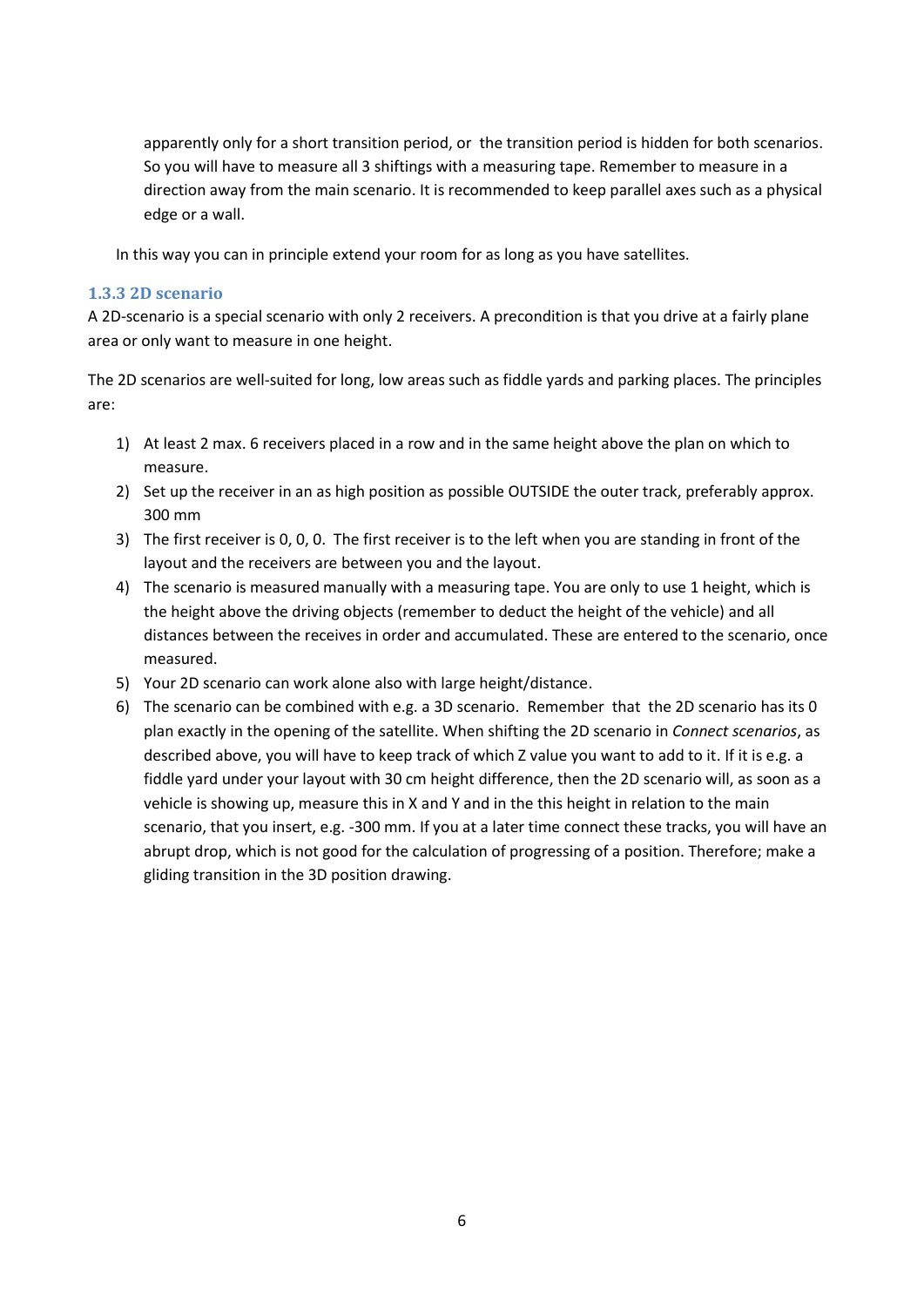apparently only for a short transition period, or the transition period is hidden for both scenarios. So you will have to measure all 3 shiftings with a measuring tape. Remember to measure in a direction away from the main scenario. It is recommended to keep parallel axes such as a physical edge or a wall.

In this way you can in principle extend your room for as long as you have satellites.

### 1.3.3 2D scenario

A 2D-scenario is a special scenario with only 2 receivers. A precondition is that you drive at a fairly plane area or only want to measure in one height.

The 2D scenarios are well-suited for long, low areas such as fiddle yards and parking places. The principles are:

1) At least 2 max. 6 receivers placed in a row and in the same height above the plan on which to measure.
2) Set up the receiver in an as high position as possible OUTSIDE the outer track, preferably approx. 300 mm
3) The first receiver is 0, 0, 0. The first receiver is to the left when you are standing in front of the layout and the receivers are between you and the layout.
4) The scenario is measured manually with a measuring tape. You are only to use 1 height, which is the height above the driving objects (remember to deduct the height of the vehicle) and all distances between the receives in order and accumulated. These are entered to the scenario, once measured.
5) Your 2D scenario can work alone also with large height/distance.
6) The scenario can be combined with e.g. a 3D scenario. Remember that the 2D scenario has its 0 plan exactly in the opening of the satellite. When shifting the 2D scenario in *Connect scenarios*, as described above, you will have to keep track of which Z value you want to add to it. If it is e.g. a fiddle yard under your layout with 30 cm height difference, then the 2D scenario will, as soon as a vehicle is showing up, measure this in X and Y and in the this height in relation to the main scenario, that you insert, e.g. -300 mm. If you at a later time connect these tracks, you will have an abrupt drop, which is not good for the calculation of progressing of a position. Therefore; make a gliding transition in the 3D position drawing.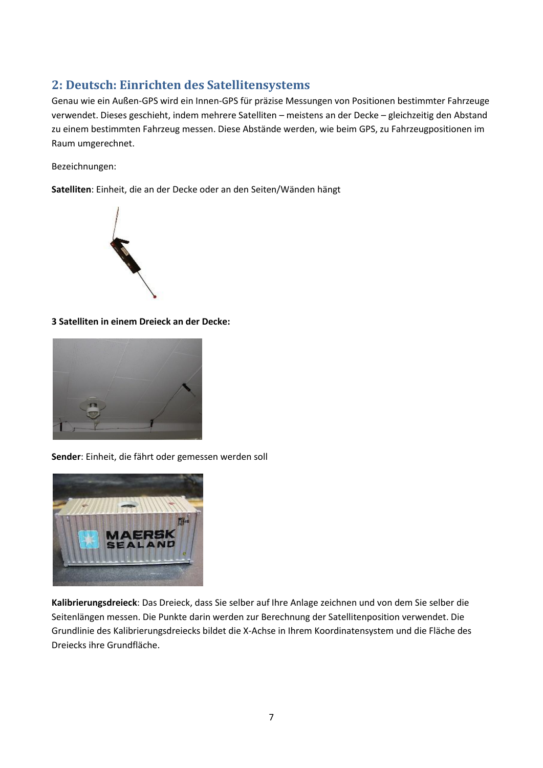## 2: Deutsch: Einrichten des Satellitensystems

Genau wie ein Außen-GPS wird ein Innen-GPS für präzise Messungen von Positionen bestimmter Fahrzeuge verwendet. Dieses geschieht, indem mehrere Satelliten – meistens an der Decke – gleichzeitig den Abstand zu einem bestimmten Fahrzeug messen. Diese Abstände werden, wie beim GPS, zu Fahrzeugpositionen im Raum umgerechnet.

Bezeichnungen:

**Satelliten**: Einheit, die an der Decke oder an den Seiten/Wänden hängt

**3 Satelliten in einem Dreieck an der Decke:**

**Sender**: Einheit, die fährt oder gemessen werden soll

**Kalibrierungsdreieck**: Das Dreieck, dass Sie selber auf Ihre Anlage zeichnen und von dem Sie selber die Seitenlängen messen. Die Punkte darin werden zur Berechnung der Satellitenposition verwendet. Die Grundlinie des Kalibrierungsdreiecks bildet die X-Achse in Ihrem Koordinatensystem und die Fläche des Dreiecks ihre Grundfläche.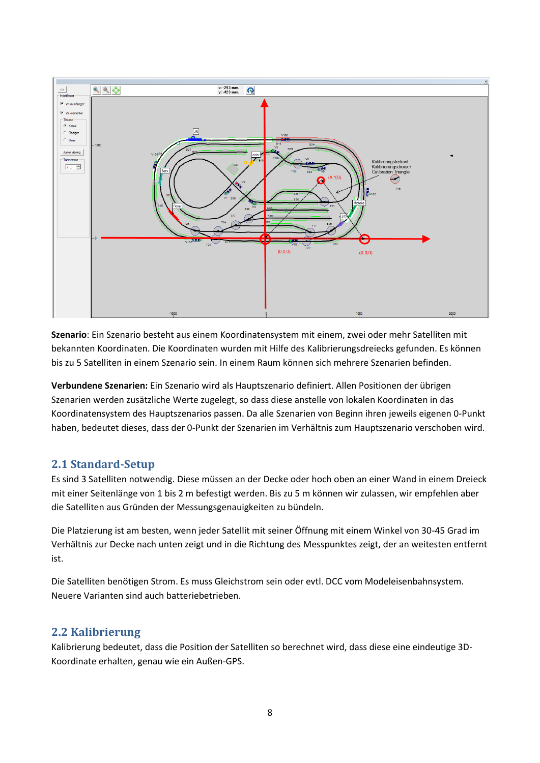**Szenario**: Ein Szenario besteht aus einem Koordinatensystem mit einem, zwei oder mehr Satelliten mit bekannten Koordinaten. Die Koordinaten wurden mit Hilfe des Kalibrierungsdreiecks gefunden. Es können bis zu 5 Satelliten in einem Szenario sein. In einem Raum können sich mehrere Szenarien befinden.

**Verbundene Szenarien:** Ein Szenario wird als Hauptszenario definiert. Allen Positionen der übrigen Szenarien werden zusätzliche Werte zugelegt, so dass diese anstelle von lokalen Koordinaten in das Koordinatensystem des Hauptszenarios passen. Da alle Szenarien von Beginn ihren jeweils eigenen 0-Punkt haben, bedeutet dieses, dass der 0-Punkt der Szenarien im Verhältnis zum Hauptszenario verschoben wird.

## 2.1 Standard-Setup

Es sind 3 Satelliten notwendig. Diese müssen an der Decke oder hoch oben an einer Wand in einem Dreieck mit einer Seitenlänge von 1 bis 2 m befestigt werden. Bis zu 5 m können wir zulassen, wir empfehlen aber die Satelliten aus Gründen der Messungsgenauigkeiten zu bündeln.

Die Platzierung ist am besten, wenn jeder Satellit mit seiner Öffnung mit einem Winkel von 30-45 Grad im Verhältnis zur Decke nach unten zeigt und in die Richtung des Messpunktes zeigt, der an weitesten entfernt ist.

Die Satelliten benötigen Strom. Es muss Gleichstrom sein oder evtl. DCC vom Modeleisenbahnsystem. Neuere Varianten sind auch batteriebetrieben.

## 2.2 Kalibrierung

Kalibrierung bedeutet, dass die Position der Satelliten so berechnet wird, dass diese eine eindeutige 3D-Koordinate erhalten, genau wie ein Außen-GPS.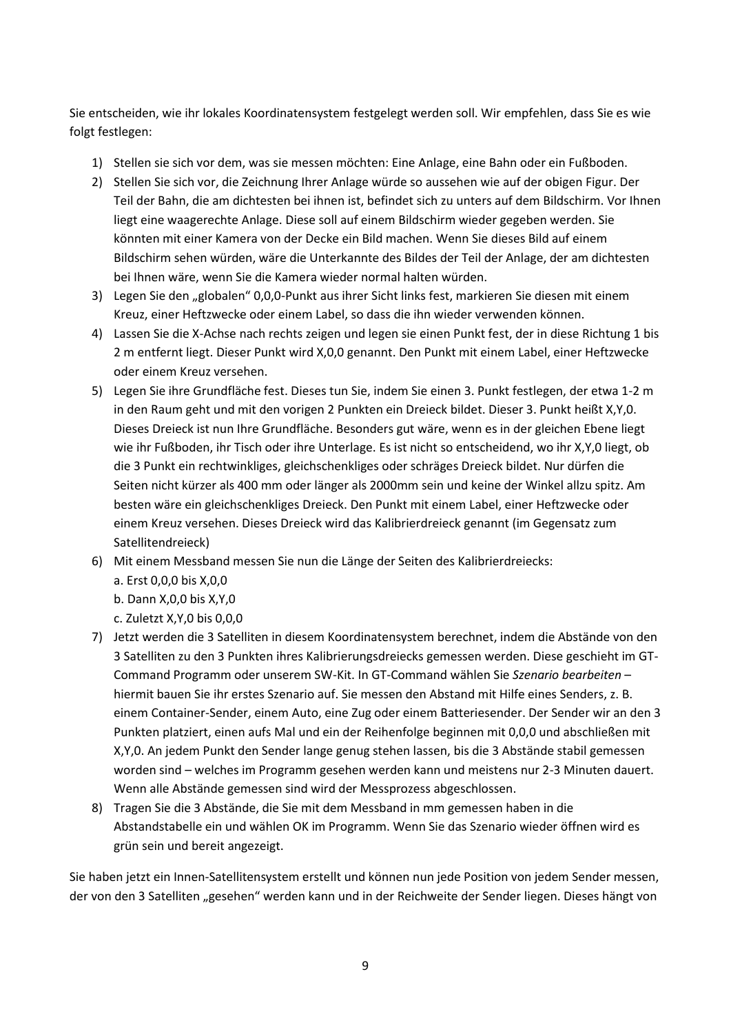Sie entscheiden, wie ihr lokales Koordinatensystem festgelegt werden soll. Wir empfehlen, dass Sie es wie folgt festlegen:

1) Stellen sie sich vor dem, was sie messen möchten: Eine Anlage, eine Bahn oder ein Fußboden.
2) Stellen Sie sich vor, die Zeichnung Ihrer Anlage würde so aussehen wie auf der obigen Figur. Der Teil der Bahn, die am dichtesten bei ihnen ist, befindet sich zu unters auf dem Bildschirm. Vor Ihnen liegt eine waagerechte Anlage. Diese soll auf einem Bildschirm wieder gegeben werden. Sie könnten mit einer Kamera von der Decke ein Bild machen. Wenn Sie dieses Bild auf einem Bildschirm sehen würden, wäre die Unterkannte des Bildes der Teil der Anlage, der am dichtesten bei Ihnen wäre, wenn Sie die Kamera wieder normal halten würden.
3) Legen Sie den „globalen" 0,0,0-Punkt aus ihrer Sicht links fest, markieren Sie diesen mit einem Kreuz, einer Heftzwecke oder einem Label, so dass die ihn wieder verwenden können.
4) Lassen Sie die X-Achse nach rechts zeigen und legen sie einen Punkt fest, der in diese Richtung 1 bis 2 m entfernt liegt. Dieser Punkt wird X,0,0 genannt. Den Punkt mit einem Label, einer Heftzwecke oder einem Kreuz versehen.
5) Legen Sie ihre Grundfläche fest. Dieses tun Sie, indem Sie einen 3. Punkt festlegen, der etwa 1-2 m in den Raum geht und mit den vorigen 2 Punkten ein Dreieck bildet. Dieser 3. Punkt heißt X,Y,0. Dieses Dreieck ist nun Ihre Grundfläche. Besonders gut wäre, wenn es in der gleichen Ebene liegt wie ihr Fußboden, ihr Tisch oder ihre Unterlage. Es ist nicht so entscheidend, wo ihr X,Y,0 liegt, ob die 3 Punkt ein rechtwinkliges, gleichschenkliges oder schräges Dreieck bildet. Nur dürfen die Seiten nicht kürzer als 400 mm oder länger als 2000mm sein und keine der Winkel allzu spitz. Am besten wäre ein gleichschenkliges Dreieck. Den Punkt mit einem Label, einer Heftzwecke oder einem Kreuz versehen. Dieses Dreieck wird das Kalibrierdreieck genannt (im Gegensatz zum Satellitendreieck)
6) Mit einem Messband messen Sie nun die Länge der Seiten des Kalibrierdreiecks:
   a. Erst 0,0,0 bis X,0,0
   b. Dann X,0,0 bis X,Y,0
   c. Zuletzt X,Y,0 bis 0,0,0
7) Jetzt werden die 3 Satelliten in diesem Koordinatensystem berechnet, indem die Abstände von den 3 Satelliten zu den 3 Punkten ihres Kalibrierungsdreiecks gemessen werden. Diese geschieht im GT-Command Programm oder unserem SW-Kit. In GT-Command wählen Sie *Szenario bearbeiten* – hiermit bauen Sie ihr erstes Szenario auf. Sie messen den Abstand mit Hilfe eines Senders, z. B. einem Container-Sender, einem Auto, eine Zug oder einem Batteriesender. Der Sender wir an den 3 Punkten platziert, einen aufs Mal und ein der Reihenfolge beginnen mit 0,0,0 und abschließen mit X,Y,0. An jedem Punkt den Sender lange genug stehen lassen, bis die 3 Abstände stabil gemessen worden sind – welches im Programm gesehen werden kann und meistens nur 2-3 Minuten dauert. Wenn alle Abstände gemessen sind wird der Messprozess abgeschlossen.
8) Tragen Sie die 3 Abstände, die Sie mit dem Messband in mm gemessen haben in die Abstandstabelle ein und wählen OK im Programm. Wenn Sie das Szenario wieder öffnen wird es grün sein und bereit angezeigt.

Sie haben jetzt ein Innen-Satellitensystem erstellt und können nun jede Position von jedem Sender messen, der von den 3 Satelliten „gesehen" werden kann und in der Reichweite der Sender liegen. Dieses hängt von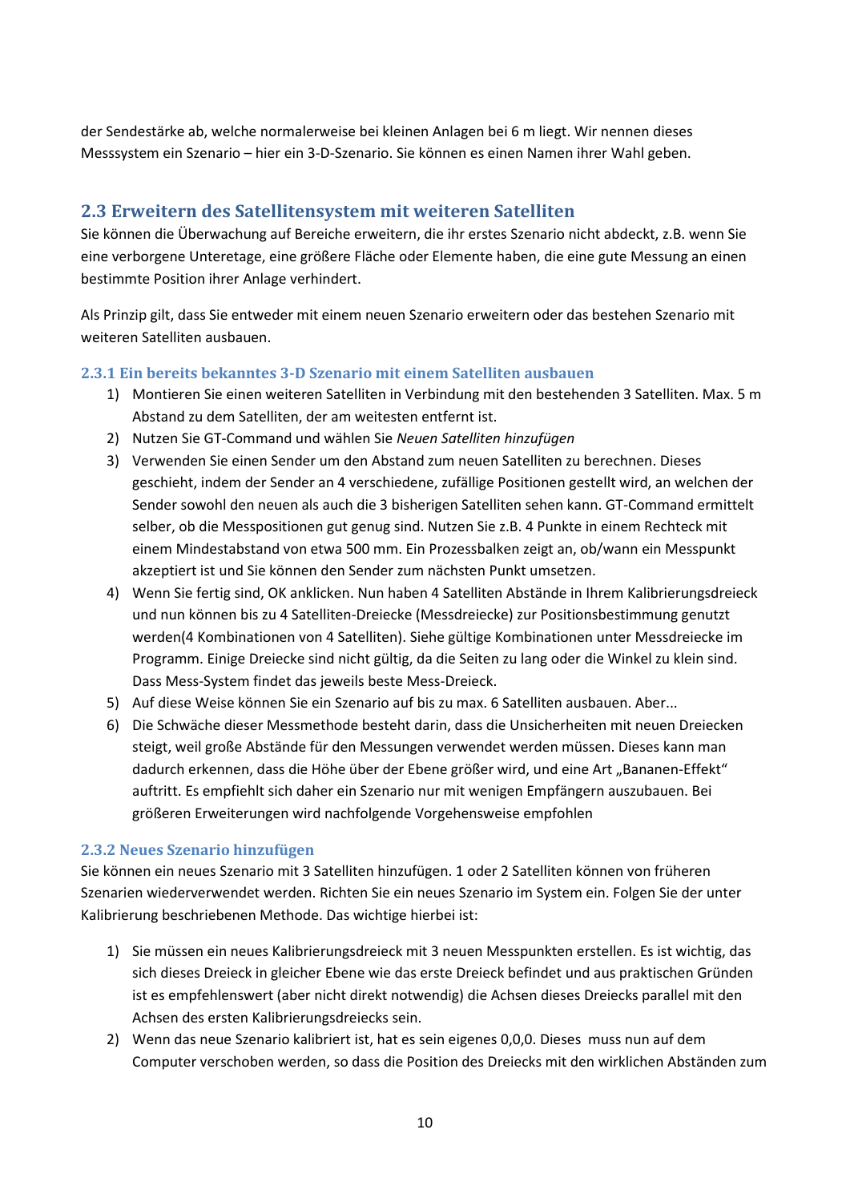der Sendestärke ab, welche normalerweise bei kleinen Anlagen bei 6 m liegt. Wir nennen dieses Messsystem ein Szenario – hier ein 3-D-Szenario. Sie können es einen Namen ihrer Wahl geben.

## 2.3 Erweitern des Satellitensystem mit weiteren Satelliten

Sie können die Überwachung auf Bereiche erweitern, die ihr erstes Szenario nicht abdeckt, z.B. wenn Sie eine verborgene Unteretage, eine größere Fläche oder Elemente haben, die eine gute Messung an einen bestimmte Position ihrer Anlage verhindert.

Als Prinzip gilt, dass Sie entweder mit einem neuen Szenario erweitern oder das bestehen Szenario mit weiteren Satelliten ausbauen.

### 2.3.1 Ein bereits bekanntes 3-D Szenario mit einem Satelliten ausbauen

1) Montieren Sie einen weiteren Satelliten in Verbindung mit den bestehenden 3 Satelliten. Max. 5 m Abstand zu dem Satelliten, der am weitesten entfernt ist.
2) Nutzen Sie GT-Command und wählen Sie *Neuen Satelliten hinzufügen*
3) Verwenden Sie einen Sender um den Abstand zum neuen Satelliten zu berechnen. Dieses geschieht, indem der Sender an 4 verschiedene, zufällige Positionen gestellt wird, an welchen der Sender sowohl den neuen als auch die 3 bisherigen Satelliten sehen kann. GT-Command ermittelt selber, ob die Messpositionen gut genug sind. Nutzen Sie z.B. 4 Punkte in einem Rechteck mit einem Mindestabstand von etwa 500 mm. Ein Prozessbalken zeigt an, ob/wann ein Messpunkt akzeptiert ist und Sie können den Sender zum nächsten Punkt umsetzen.
4) Wenn Sie fertig sind, OK anklicken. Nun haben 4 Satelliten Abstände in Ihrem Kalibrierungsdreieck und nun können bis zu 4 Satelliten-Dreiecke (Messdreiecke) zur Positionsbestimmung genutzt werden(4 Kombinationen von 4 Satelliten). Siehe gültige Kombinationen unter Messdreiecke im Programm. Einige Dreiecke sind nicht gültig, da die Seiten zu lang oder die Winkel zu klein sind. Dass Mess-System findet das jeweils beste Mess-Dreieck.
5) Auf diese Weise können Sie ein Szenario auf bis zu max. 6 Satelliten ausbauen. Aber...
6) Die Schwäche dieser Messmethode besteht darin, dass die Unsicherheiten mit neuen Dreiecken steigt, weil große Abstände für den Messungen verwendet werden müssen. Dieses kann man dadurch erkennen, dass die Höhe über der Ebene größer wird, und eine Art „Bananen-Effekt" auftritt. Es empfiehlt sich daher ein Szenario nur mit wenigen Empfängern auszubauen. Bei größeren Erweiterungen wird nachfolgende Vorgehensweise empfohlen

### 2.3.2 Neues Szenario hinzufügen

Sie können ein neues Szenario mit 3 Satelliten hinzufügen. 1 oder 2 Satelliten können von früheren Szenarien wiederverwendet werden. Richten Sie ein neues Szenario im System ein. Folgen Sie der unter Kalibrierung beschriebenen Methode. Das wichtige hierbei ist:

1) Sie müssen ein neues Kalibrierungsdreieck mit 3 neuen Messpunkten erstellen. Es ist wichtig, das sich dieses Dreieck in gleicher Ebene wie das erste Dreieck befindet und aus praktischen Gründen ist es empfehlenswert (aber nicht direkt notwendig) die Achsen dieses Dreiecks parallel mit den Achsen des ersten Kalibrierungsdreiecks sein.
2) Wenn das neue Szenario kalibriert ist, hat es sein eigenes 0,0,0. Dieses muss nun auf dem Computer verschoben werden, so dass die Position des Dreiecks mit den wirklichen Abständen zum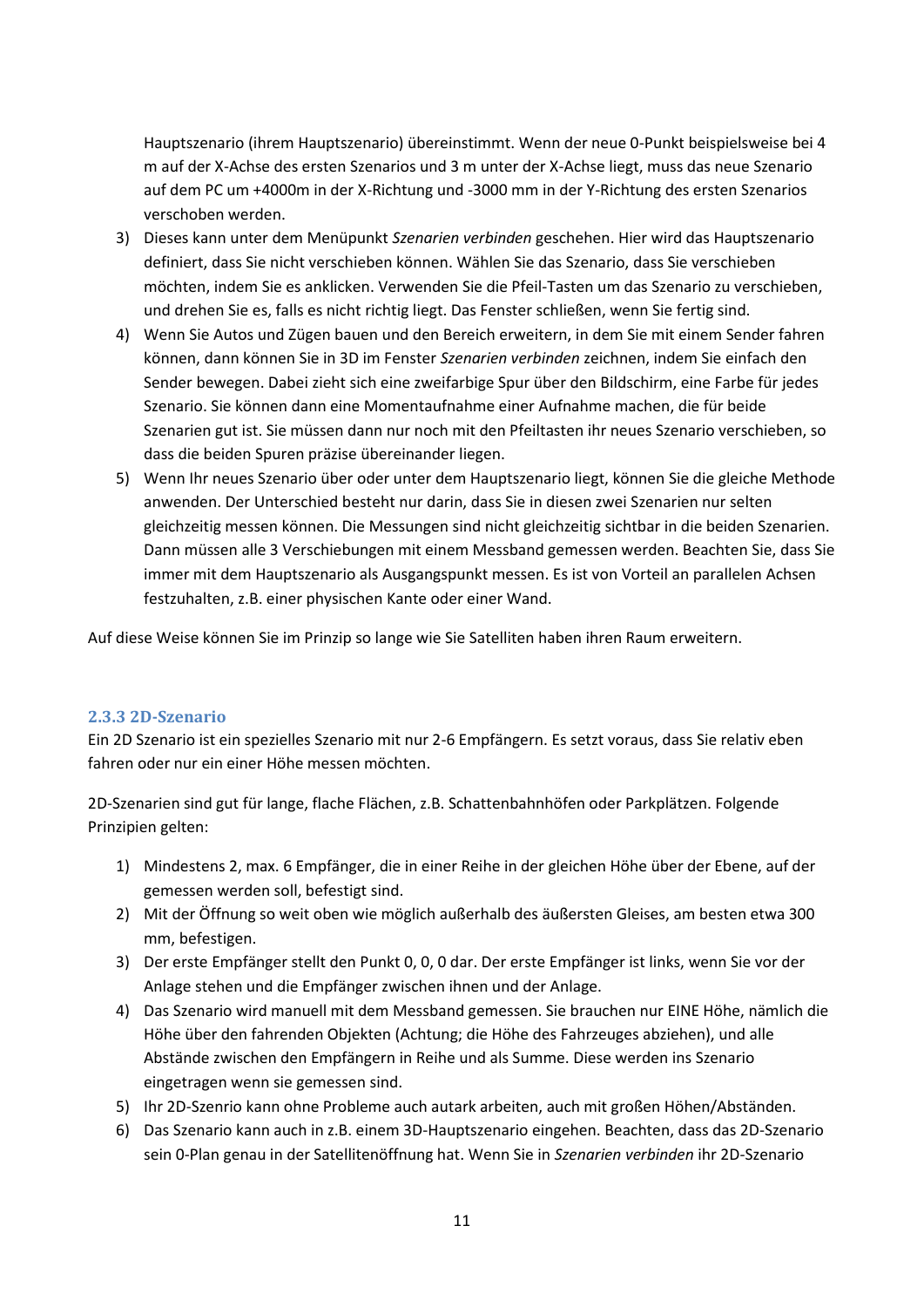Hauptszenario (ihrem Hauptszenario) übereinstimmt. Wenn der neue 0-Punkt beispielsweise bei 4 m auf der X-Achse des ersten Szenarios und 3 m unter der X-Achse liegt, muss das neue Szenario auf dem PC um +4000m in der X-Richtung und -3000 mm in der Y-Richtung des ersten Szenarios verschoben werden.

3) Dieses kann unter dem Menüpunkt *Szenarien verbinden* geschehen. Hier wird das Hauptszenario definiert, dass Sie nicht verschieben können. Wählen Sie das Szenario, dass Sie verschieben möchten, indem Sie es anklicken. Verwenden Sie die Pfeil-Tasten um das Szenario zu verschieben, und drehen Sie es, falls es nicht richtig liegt. Das Fenster schließen, wenn Sie fertig sind.
4) Wenn Sie Autos und Zügen bauen und den Bereich erweitern, in dem Sie mit einem Sender fahren können, dann können Sie in 3D im Fenster *Szenarien verbinden* zeichnen, indem Sie einfach den Sender bewegen. Dabei zieht sich eine zweifarbige Spur über den Bildschirm, eine Farbe für jedes Szenario. Sie können dann eine Momentaufnahme einer Aufnahme machen, die für beide Szenarien gut ist. Sie müssen dann nur noch mit den Pfeiltasten ihr neues Szenario verschieben, so dass die beiden Spuren präzise übereinander liegen.
5) Wenn Ihr neues Szenario über oder unter dem Hauptszenario liegt, können Sie die gleiche Methode anwenden. Der Unterschied besteht nur darin, dass Sie in diesen zwei Szenarien nur selten gleichzeitig messen können. Die Messungen sind nicht gleichzeitig sichtbar in die beiden Szenarien. Dann müssen alle 3 Verschiebungen mit einem Messband gemessen werden. Beachten Sie, dass Sie immer mit dem Hauptszenario als Ausgangspunkt messen. Es ist von Vorteil an parallelen Achsen festzuhalten, z.B. einer physischen Kante oder einer Wand.

Auf diese Weise können Sie im Prinzip so lange wie Sie Satelliten haben ihren Raum erweitern.

### 2.3.3 2D-Szenario

Ein 2D Szenario ist ein spezielles Szenario mit nur 2-6 Empfängern. Es setzt voraus, dass Sie relativ eben fahren oder nur ein einer Höhe messen möchten.

2D-Szenarien sind gut für lange, flache Flächen, z.B. Schattenbahnhöfen oder Parkplätzen. Folgende Prinzipien gelten:

1) Mindestens 2, max. 6 Empfänger, die in einer Reihe in der gleichen Höhe über der Ebene, auf der gemessen werden soll, befestigt sind.
2) Mit der Öffnung so weit oben wie möglich außerhalb des äußersten Gleises, am besten etwa 300 mm, befestigen.
3) Der erste Empfänger stellt den Punkt 0, 0, 0 dar. Der erste Empfänger ist links, wenn Sie vor der Anlage stehen und die Empfänger zwischen ihnen und der Anlage.
4) Das Szenario wird manuell mit dem Messband gemessen. Sie brauchen nur EINE Höhe, nämlich die Höhe über den fahrenden Objekten (Achtung; die Höhe des Fahrzeuges abziehen), und alle Abstände zwischen den Empfängern in Reihe und als Summe. Diese werden ins Szenario eingetragen wenn sie gemessen sind.
5) Ihr 2D-Szenrio kann ohne Probleme auch autark arbeiten, auch mit großen Höhen/Abständen.
6) Das Szenario kann auch in z.B. einem 3D-Hauptszenario eingehen. Beachten, dass das 2D-Szenario sein 0-Plan genau in der Satellitenöffnung hat. Wenn Sie in *Szenarien verbinden* ihr 2D-Szenario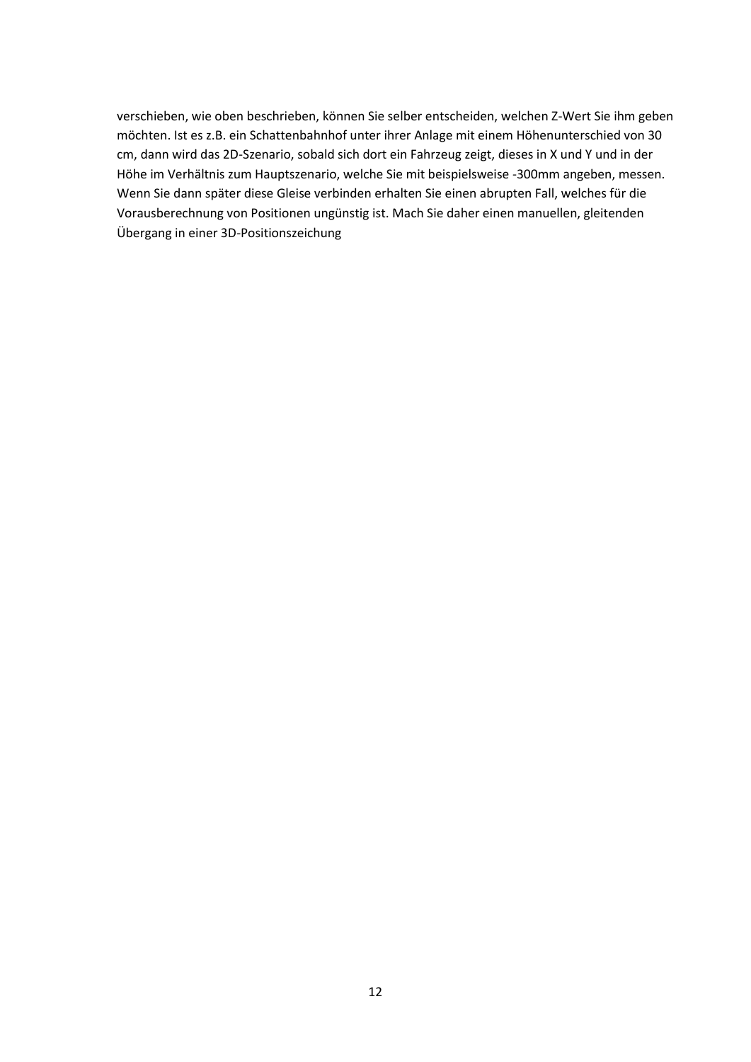verschieben, wie oben beschrieben, können Sie selber entscheiden, welchen Z-Wert Sie ihm geben möchten. Ist es z.B. ein Schattenbahnhof unter ihrer Anlage mit einem Höhenunterschied von 30 cm, dann wird das 2D-Szenario, sobald sich dort ein Fahrzeug zeigt, dieses in X und Y und in der Höhe im Verhältnis zum Hauptszenario, welche Sie mit beispielsweise -300mm angeben, messen. Wenn Sie dann später diese Gleise verbinden erhalten Sie einen abrupten Fall, welches für die Vorausberechnung von Positionen ungünstig ist. Mach Sie daher einen manuellen, gleitenden Übergang in einer 3D-Positionszeichung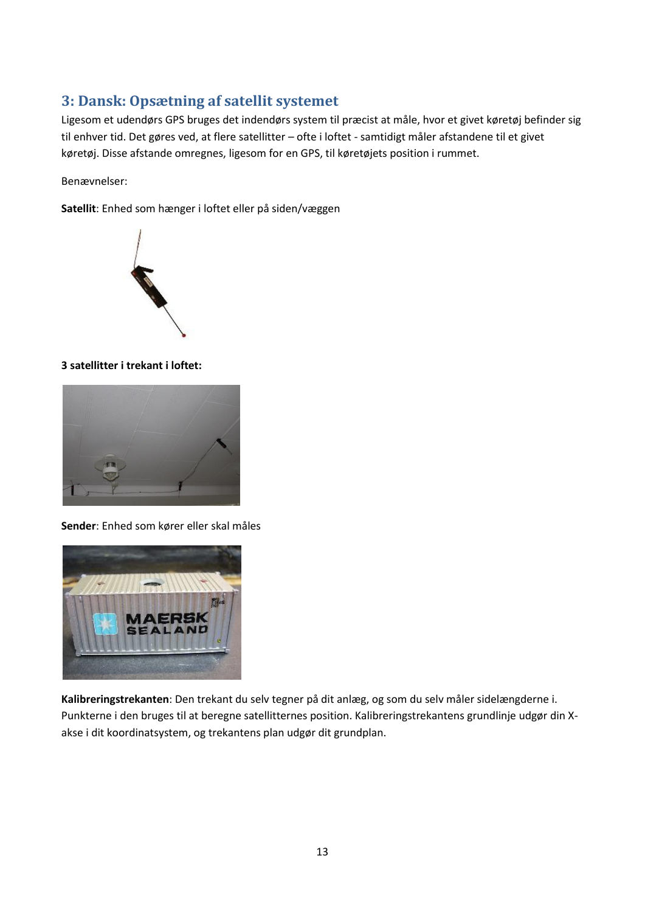## 3: Dansk: Opsætning af satellit systemet

Ligesom et udendørs GPS bruges det indendørs system til præcist at måle, hvor et givet køretøj befinder sig til enhver tid. Det gøres ved, at flere satellitter – ofte i loftet - samtidigt måler afstandene til et givet køretøj. Disse afstande omregnes, ligesom for en GPS, til køretøjets position i rummet.

Benævnelser:

**Satellit**: Enhed som hænger i loftet eller på siden/væggen

**3 satellitter i trekant i loftet:**

**Sender**: Enhed som kører eller skal måles

**Kalibreringstrekanten**: Den trekant du selv tegner på dit anlæg, og som du selv måler sidelængderne i. Punkterne i den bruges til at beregne satellitternes position. Kalibreringstrekantens grundlinje udgør din X-akse i dit koordinatsystem, og trekantens plan udgør dit grundplan.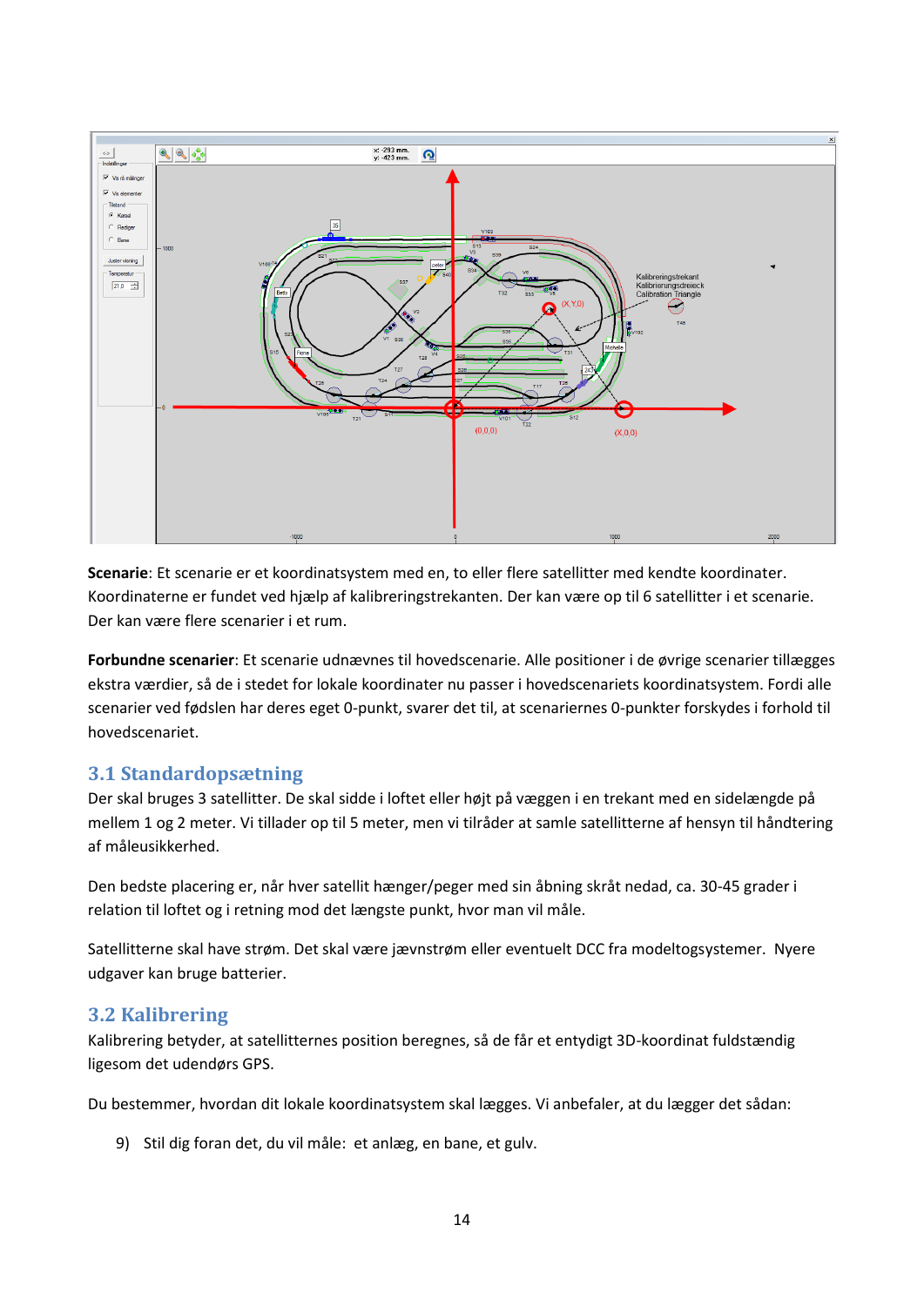**Scenarie**: Et scenarie er et koordinatsystem med en, to eller flere satellitter med kendte koordinater. Koordinaterne er fundet ved hjælp af kalibreringstrekanten. Der kan være op til 6 satellitter i et scenarie. Der kan være flere scenarier i et rum.

**Forbundne scenarier**: Et scenarie udnævnes til hovedscenarie. Alle positioner i de øvrige scenarier tillægges ekstra værdier, så de i stedet for lokale koordinater nu passer i hovedscenariets koordinatsystem. Fordi alle scenarier ved fødslen har deres eget 0-punkt, svarer det til, at scenariernes 0-punkter forskydes i forhold til hovedscenariet.

## 3.1 Standardopsætning

Der skal bruges 3 satellitter. De skal sidde i loftet eller højt på væggen i en trekant med en sidelængde på mellem 1 og 2 meter. Vi tillader op til 5 meter, men vi tilråder at samle satellitterne af hensyn til håndtering af måleusikkerhed.

Den bedste placering er, når hver satellit hænger/peger med sin åbning skråt nedad, ca. 30-45 grader i relation til loftet og i retning mod det længste punkt, hvor man vil måle.

Satellitterne skal have strøm. Det skal være jævnstrøm eller eventuelt DCC fra modeltogsystemer. Nyere udgaver kan bruge batterier.

## 3.2 Kalibrering

Kalibrering betyder, at satellitternes position beregnes, så de får et entydigt 3D-koordinat fuldstændig ligesom det udendørs GPS.

Du bestemmer, hvordan dit lokale koordinatsystem skal lægges. Vi anbefaler, at du lægger det sådan:

9) Stil dig foran det, du vil måle: et anlæg, en bane, et gulv.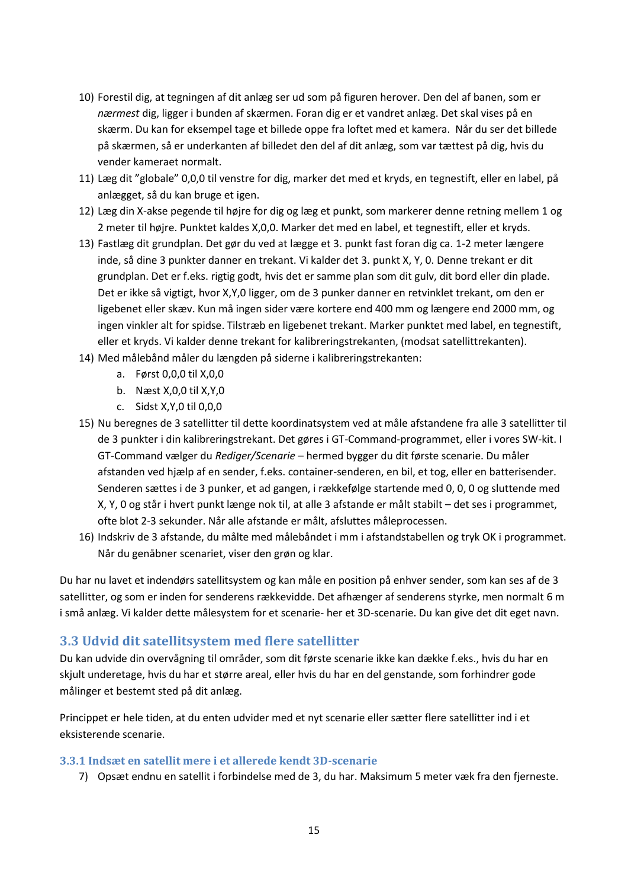10) Forestil dig, at tegningen af dit anlæg ser ud som på figuren herover. Den del af banen, som er *nærmest* dig, ligger i bunden af skærmen. Foran dig er et vandret anlæg. Det skal vises på en skærm. Du kan for eksempel tage et billede oppe fra loftet med et kamera. Når du ser det billede på skærmen, så er underkanten af billedet den del af dit anlæg, som var tættest på dig, hvis du vender kameraet normalt.
11) Læg dit "globale" 0,0,0 til venstre for dig, marker det med et kryds, en tegnestift, eller en label, på anlægget, så du kan bruge et igen.
12) Læg din X-akse pegende til højre for dig og læg et punkt, som markerer denne retning mellem 1 og 2 meter til højre. Punktet kaldes X,0,0. Marker det med en label, et tegnestift, eller kryds.
13) Fastlæg dit grundplan. Det gør du ved at lægge et 3. punkt fast foran dig ca. 1-2 meter længere inde, så dine 3 punkter danner en trekant. Vi kalder det 3. punkt X, Y, 0. Denne trekant er dit grundplan. Det er f.eks. rigtig godt, hvis det er samme plan som dit gulv, dit bord eller din plade. Det er ikke så vigtigt, hvor X,Y,0 ligger, om de 3 punker danner en retvinklet trekant, om den er ligebenet eller skæv. Kun må ingen sider være kortere end 400 mm og længere end 2000 mm, og ingen vinkler alt for spidse. Tilstræb en ligebenet trekant. Marker punktet med label, en tegnestift, eller et kryds. Vi kalder denne trekant for kalibreringstrekanten, (modsat satellittrekanten).
14) Med målebånd måler du længden på siderne i kalibreringstrekanten:
    a. Først 0,0,0 til X,0,0
    b. Næst X,0,0 til X,Y,0
    c. Sidst X,Y,0 til 0,0,0
15) Nu beregnes de 3 satellitter til dette koordinatsystem ved at måle afstandene fra alle 3 satellitter til de 3 punkter i din kalibreringstrekant. Det gøres i GT-Command-programmet, eller i vores SW-kit. I GT-Command vælger du *Rediger/Scenarie* – hermed bygger du dit første scenarie. Du måler afstanden ved hjælp af en sender, f.eks. container-senderen, en bil, et tog, eller en batterisender. Senderen sættes i de 3 punker, et ad gangen, i rækkefølge startende med 0, 0, 0 og sluttende med X, Y, 0 og står i hvert punkt længe nok til, at alle 3 afstande er målt stabilt – det ses i programmet, ofte blot 2-3 sekunder. Når alle afstande er målt, afsluttes måleprocessen.
16) Indskriv de 3 afstande, du målte med målebåndet i mm i afstandstabellen og tryk OK i programmet. Når du genåbner scenariet, viser den grøn og klar.

Du har nu lavet et indendørs satellitsystem og kan måle en position på enhver sender, som kan ses af de 3 satellitter, og som er inden for senderens rækkevidde. Det afhænger af senderens styrke, men normalt 6 m i små anlæg. Vi kalder dette målesystem for et scenarie- her et 3D-scenarie. Du kan give det dit eget navn.

## 3.3 Udvid dit satellitsystem med flere satellitter

Du kan udvide din overvågning til områder, som dit første scenarie ikke kan dække f.eks., hvis du har en skjult underetage, hvis du har et større areal, eller hvis du har en del genstande, som forhindrer gode målinger et bestemt sted på dit anlæg.

Princippet er hele tiden, at du enten udvider med et nyt scenarie eller sætter flere satellitter ind i et eksisterende scenarie.

### 3.3.1 Indsæt en satellit mere i et allerede kendt 3D-scenarie

7) Opsæt endnu en satellit i forbindelse med de 3, du har. Maksimum 5 meter væk fra den fjerneste.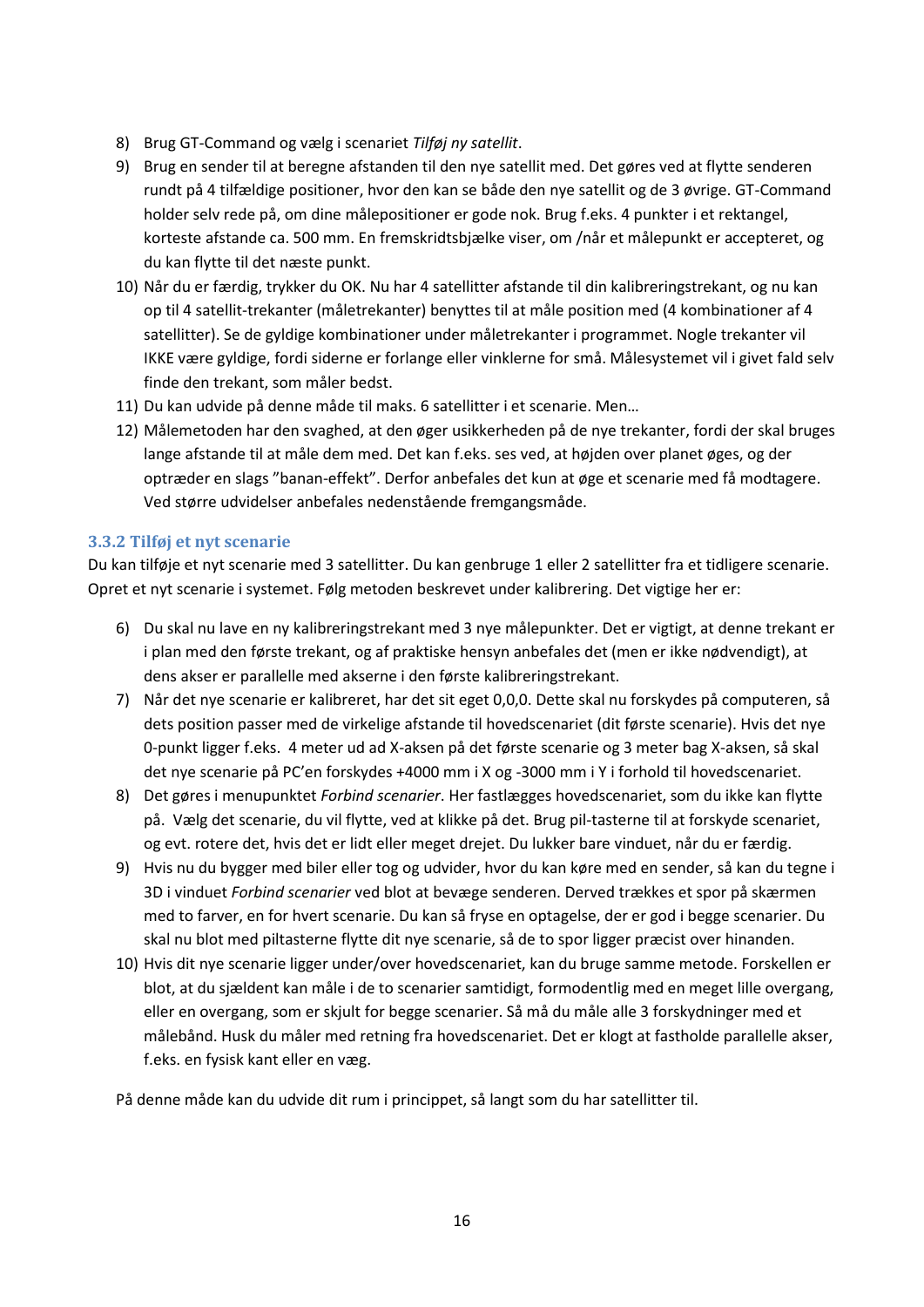8) Brug GT-Command og vælg i scenariet *Tilføj ny satellit*.
9) Brug en sender til at beregne afstanden til den nye satellit med. Det gøres ved at flytte senderen rundt på 4 tilfældige positioner, hvor den kan se både den nye satellit og de 3 øvrige. GT-Command holder selv rede på, om dine målepositioner er gode nok. Brug f.eks. 4 punkter i et rektangel, korteste afstande ca. 500 mm. En fremskridtsbjælke viser, om /når et målepunkt er accepteret, og du kan flytte til det næste punkt.
10) Når du er færdig, trykker du OK. Nu har 4 satellitter afstande til din kalibreringstrekant, og nu kan op til 4 satellit-trekanter (måletrekanter) benyttes til at måle position med (4 kombinationer af 4 satellitter). Se de gyldige kombinationer under måletrekanter i programmet. Nogle trekanter vil IKKE være gyldige, fordi siderne er forlange eller vinklerne for små. Målesystemet vil i givet fald selv finde den trekant, som måler bedst.
11) Du kan udvide på denne måde til maks. 6 satellitter i et scenarie. Men…
12) Målemetoden har den svaghed, at den øger usikkerheden på de nye trekanter, fordi der skal bruges lange afstande til at måle dem med. Det kan f.eks. ses ved, at højden over planet øges, og der optræder en slags "banan-effekt". Derfor anbefales det kun at øge et scenarie med få modtagere. Ved større udvidelser anbefales nedenstående fremgangsmåde.

### 3.3.2 Tilføj et nyt scenarie

Du kan tilføje et nyt scenarie med 3 satellitter. Du kan genbruge 1 eller 2 satellitter fra et tidligere scenarie. Opret et nyt scenarie i systemet. Følg metoden beskrevet under kalibrering. Det vigtige her er:

6) Du skal nu lave en ny kalibreringstrekant med 3 nye målepunkter. Det er vigtigt, at denne trekant er i plan med den første trekant, og af praktiske hensyn anbefales det (men er ikke nødvendigt), at dens akser er parallelle med akserne i den første kalibreringstrekant.
7) Når det nye scenarie er kalibreret, har det sit eget 0,0,0. Dette skal nu forskydes på computeren, så dets position passer med de virkelige afstande til hovedscenariet (dit første scenarie). Hvis det nye 0-punkt ligger f.eks. 4 meter ud ad X-aksen på det første scenarie og 3 meter bag X-aksen, så skal det nye scenarie på PC'en forskydes +4000 mm i X og -3000 mm i Y i forhold til hovedscenariet.
8) Det gøres i menupunktet *Forbind scenarier*. Her fastlægges hovedscenariet, som du ikke kan flytte på. Vælg det scenarie, du vil flytte, ved at klikke på det. Brug pil-tasterne til at forskyde scenariet, og evt. rotere det, hvis det er lidt eller meget drejet. Du lukker bare vinduet, når du er færdig.
9) Hvis nu du bygger med biler eller tog og udvider, hvor du kan køre med en sender, så kan du tegne i 3D i vinduet *Forbind scenarier* ved blot at bevæge senderen. Derved trækkes et spor på skærmen med to farver, en for hvert scenarie. Du kan så fryse en optagelse, der er god i begge scenarier. Du skal nu blot med piltasterne flytte dit nye scenarie, så de to spor ligger præcist over hinanden.
10) Hvis dit nye scenarie ligger under/over hovedscenariet, kan du bruge samme metode. Forskellen er blot, at du sjældent kan måle i de to scenarier samtidigt, formodentlig med en meget lille overgang, eller en overgang, som er skjult for begge scenarier. Så må du måle alle 3 forskydninger med et målebånd. Husk du måler med retning fra hovedscenariet. Det er klogt at fastholde parallelle akser, f.eks. en fysisk kant eller en væg.

På denne måde kan du udvide dit rum i princippet, så langt som du har satellitter til.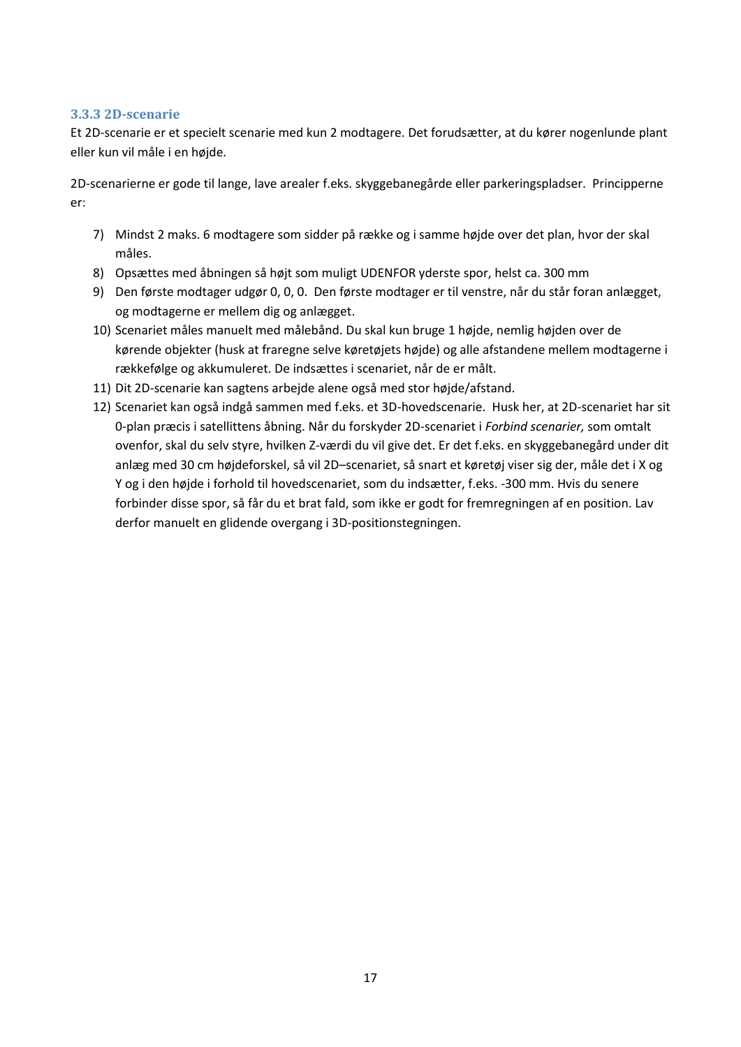### 3.3.3 2D-scenarie

Et 2D-scenarie er et specielt scenarie med kun 2 modtagere. Det forudsætter, at du kører nogenlunde plant eller kun vil måle i en højde.

2D-scenarierne er gode til lange, lave arealer f.eks. skyggebanegårde eller parkeringspladser. Principperne er:

7) Mindst 2 maks. 6 modtagere som sidder på række og i samme højde over det plan, hvor der skal måles.
8) Opsættes med åbningen så højt som muligt UDENFOR yderste spor, helst ca. 300 mm
9) Den første modtager udgør 0, 0, 0. Den første modtager er til venstre, når du står foran anlægget, og modtagerne er mellem dig og anlægget.
10) Scenariet måles manuelt med målebånd. Du skal kun bruge 1 højde, nemlig højden over de kørende objekter (husk at fraregne selve køretøjets højde) og alle afstandene mellem modtagerne i rækkefølge og akkumuleret. De indsættes i scenariet, når de er målt.
11) Dit 2D-scenarie kan sagtens arbejde alene også med stor højde/afstand.
12) Scenariet kan også indgå sammen med f.eks. et 3D-hovedscenarie. Husk her, at 2D-scenariet har sit 0-plan præcis i satellittens åbning. Når du forskyder 2D-scenariet i *Forbind scenarier,* som omtalt ovenfor, skal du selv styre, hvilken Z-værdi du vil give det. Er det f.eks. en skyggebanegård under dit anlæg med 30 cm højdeforskel, så vil 2D–scenariet, så snart et køretøj viser sig der, måle det i X og Y og i den højde i forhold til hovedscenariet, som du indsætter, f.eks. -300 mm. Hvis du senere forbinder disse spor, så får du et brat fald, som ikke er godt for fremregningen af en position. Lav derfor manuelt en glidende overgang i 3D-positionstegningen.